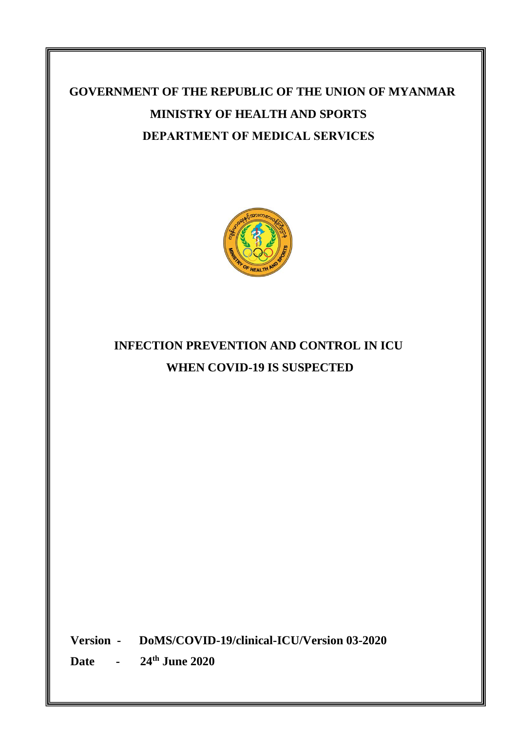# GOVERNMENT OF THE REPUBLIC OF THE UNION OF MYANMAR

# MINISTRY OF HEALTH AND SPORTS

# DEPARTMENT OF MEDICAL SERVICES

# INFECTION PREVENTION AND CONTROL IN ICU WHEN COVID-19 IS SUSPECTED

**Version -** **DoMS/COVID-19/clinical-ICU/Version 03-2020**

**Date -** **24th June 2020**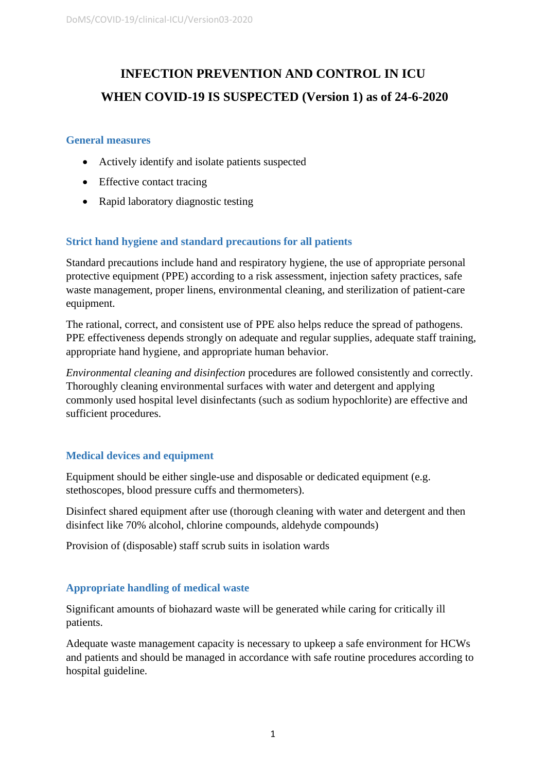# INFECTION PREVENTION AND CONTROL IN ICU WHEN COVID-19 IS SUSPECTED (Version 1) as of 24-6-2020

## General measures

- Actively identify and isolate patients suspected
- Effective contact tracing
- Rapid laboratory diagnostic testing

## Strict hand hygiene and standard precautions for all patients

Standard precautions include hand and respiratory hygiene, the use of appropriate personal protective equipment (PPE) according to a risk assessment, injection safety practices, safe waste management, proper linens, environmental cleaning, and sterilization of patient-care equipment.

The rational, correct, and consistent use of PPE also helps reduce the spread of pathogens. PPE effectiveness depends strongly on adequate and regular supplies, adequate staff training, appropriate hand hygiene, and appropriate human behavior.

*Environmental cleaning and disinfection* procedures are followed consistently and correctly. Thoroughly cleaning environmental surfaces with water and detergent and applying commonly used hospital level disinfectants (such as sodium hypochlorite) are effective and sufficient procedures.

## Medical devices and equipment

Equipment should be either single-use and disposable or dedicated equipment (e.g. stethoscopes, blood pressure cuffs and thermometers).

Disinfect shared equipment after use (thorough cleaning with water and detergent and then disinfect like 70% alcohol, chlorine compounds, aldehyde compounds)

Provision of (disposable) staff scrub suits in isolation wards

## Appropriate handling of medical waste

Significant amounts of biohazard waste will be generated while caring for critically ill patients.

Adequate waste management capacity is necessary to upkeep a safe environment for HCWs and patients and should be managed in accordance with safe routine procedures according to hospital guideline.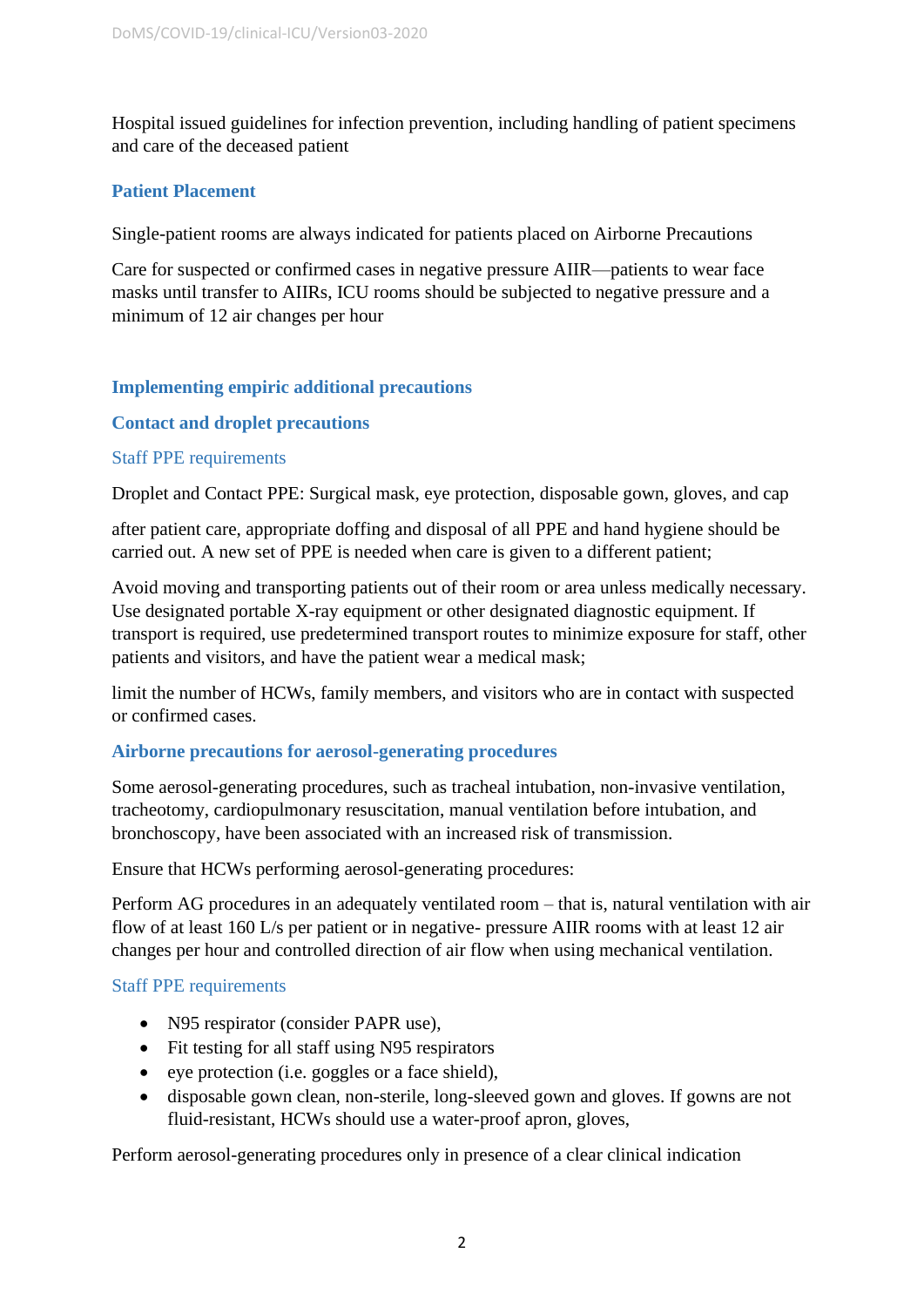Hospital issued guidelines for infection prevention, including handling of patient specimens and care of the deceased patient

## Patient Placement

Single-patient rooms are always indicated for patients placed on Airborne Precautions

Care for suspected or confirmed cases in negative pressure AIIR—patients to wear face masks until transfer to AIIRs, ICU rooms should be subjected to negative pressure and a minimum of 12 air changes per hour

## Implementing empiric additional precautions

## Contact and droplet precautions

### Staff PPE requirements

Droplet and Contact PPE: Surgical mask, eye protection, disposable gown, gloves, and cap

after patient care, appropriate doffing and disposal of all PPE and hand hygiene should be carried out. A new set of PPE is needed when care is given to a different patient;

Avoid moving and transporting patients out of their room or area unless medically necessary. Use designated portable X-ray equipment or other designated diagnostic equipment. If transport is required, use predetermined transport routes to minimize exposure for staff, other patients and visitors, and have the patient wear a medical mask;

limit the number of HCWs, family members, and visitors who are in contact with suspected or confirmed cases.

## Airborne precautions for aerosol-generating procedures

Some aerosol-generating procedures, such as tracheal intubation, non-invasive ventilation, tracheotomy, cardiopulmonary resuscitation, manual ventilation before intubation, and bronchoscopy, have been associated with an increased risk of transmission.

Ensure that HCWs performing aerosol-generating procedures:

Perform AG procedures in an adequately ventilated room – that is, natural ventilation with air flow of at least 160 L/s per patient or in negative- pressure AIIR rooms with at least 12 air changes per hour and controlled direction of air flow when using mechanical ventilation.

### Staff PPE requirements

- N95 respirator (consider PAPR use),
- Fit testing for all staff using N95 respirators
- eye protection (i.e. goggles or a face shield),
- disposable gown clean, non-sterile, long-sleeved gown and gloves. If gowns are not fluid-resistant, HCWs should use a water-proof apron, gloves,

Perform aerosol-generating procedures only in presence of a clear clinical indication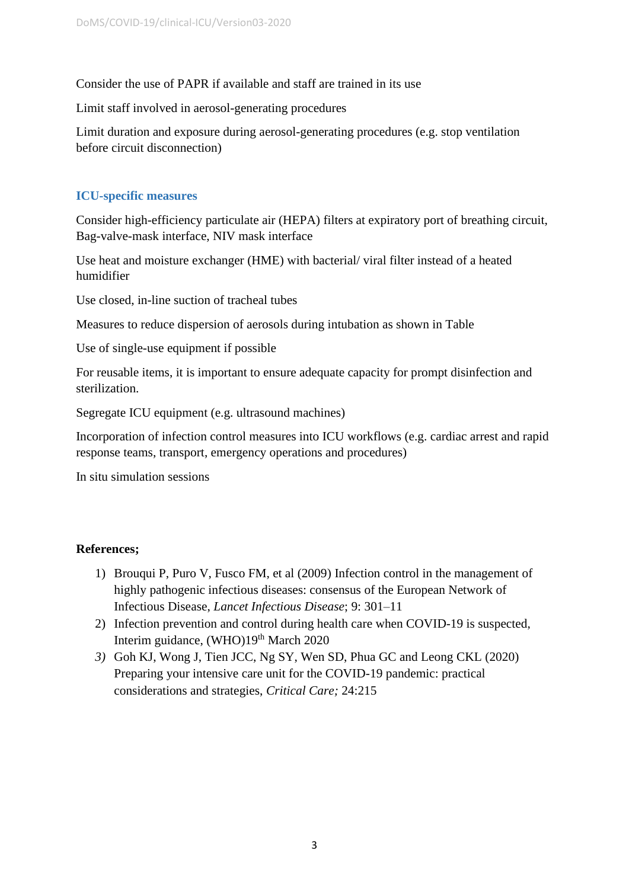Consider the use of PAPR if available and staff are trained in its use

Limit staff involved in aerosol-generating procedures

Limit duration and exposure during aerosol-generating procedures (e.g. stop ventilation before circuit disconnection)

### ICU-specific measures

Consider high-efficiency particulate air (HEPA) filters at expiratory port of breathing circuit, Bag-valve-mask interface, NIV mask interface

Use heat and moisture exchanger (HME) with bacterial/ viral filter instead of a heated humidifier

Use closed, in-line suction of tracheal tubes

Measures to reduce dispersion of aerosols during intubation as shown in Table

Use of single-use equipment if possible

For reusable items, it is important to ensure adequate capacity for prompt disinfection and sterilization.

Segregate ICU equipment (e.g. ultrasound machines)

Incorporation of infection control measures into ICU workflows (e.g. cardiac arrest and rapid response teams, transport, emergency operations and procedures)

In situ simulation sessions

**References;**

1) Brouqui P, Puro V, Fusco FM, et al (2009) Infection control in the management of highly pathogenic infectious diseases: consensus of the European Network of Infectious Disease, *Lancet Infectious Disease*; 9: 301–11
2) Infection prevention and control during health care when COVID-19 is suspected, Interim guidance, (WHO)19th March 2020
3) Goh KJ, Wong J, Tien JCC, Ng SY, Wen SD, Phua GC and Leong CKL (2020) Preparing your intensive care unit for the COVID-19 pandemic: practical considerations and strategies, *Critical Care;* 24:215